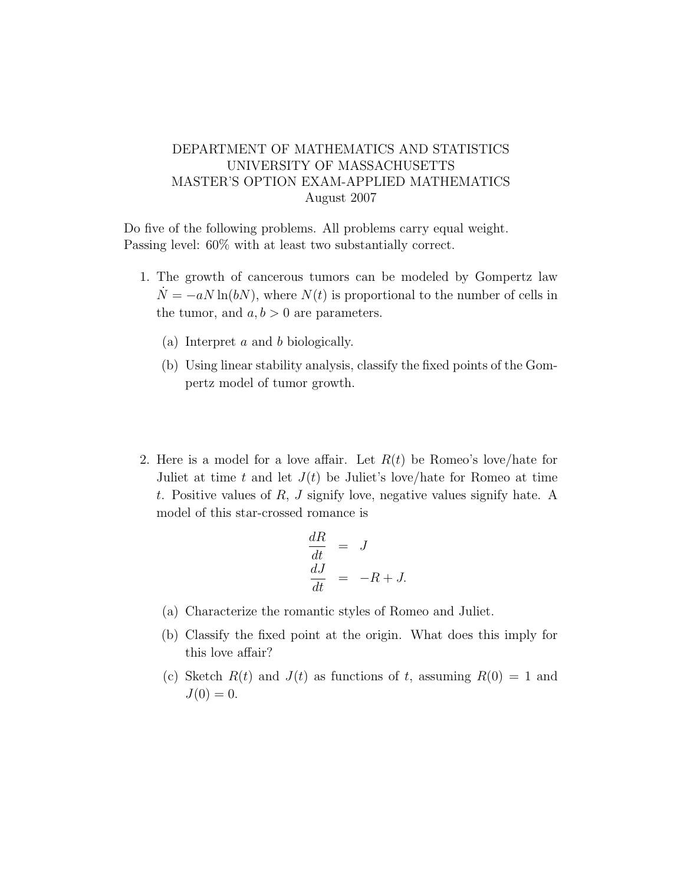DEPARTMENT OF MATHEMATICS AND STATISTICS
UNIVERSITY OF MASSACHUSETTS
MASTER'S OPTION EXAM-APPLIED MATHEMATICS
August 2007

Do five of the following problems. All problems carry equal weight.
Passing level: 60% with at least two substantially correct.

1. The growth of cancerous tumors can be modeled by Gompertz law $\dot{N} = -aN \ln(bN)$, where $N(t)$ is proportional to the number of cells in the tumor, and $a, b > 0$ are parameters.

   (a) Interpret $a$ and $b$ biologically.

   (b) Using linear stability analysis, classify the fixed points of the Gompertz model of tumor growth.

2. Here is a model for a love affair. Let $R(t)$ be Romeo's love/hate for Juliet at time $t$ and let $J(t)$ be Juliet's love/hate for Romeo at time $t$. Positive values of $R$, $J$ signify love, negative values signify hate. A model of this star-crossed romance is

$$
\begin{aligned}
\frac{dR}{dt} &= J \\
\frac{dJ}{dt} &= -R + J.
\end{aligned}
$$

   (a) Characterize the romantic styles of Romeo and Juliet.

   (b) Classify the fixed point at the origin. What does this imply for this love affair?

   (c) Sketch $R(t)$ and $J(t)$ as functions of $t$, assuming $R(0) = 1$ and $J(0) = 0$.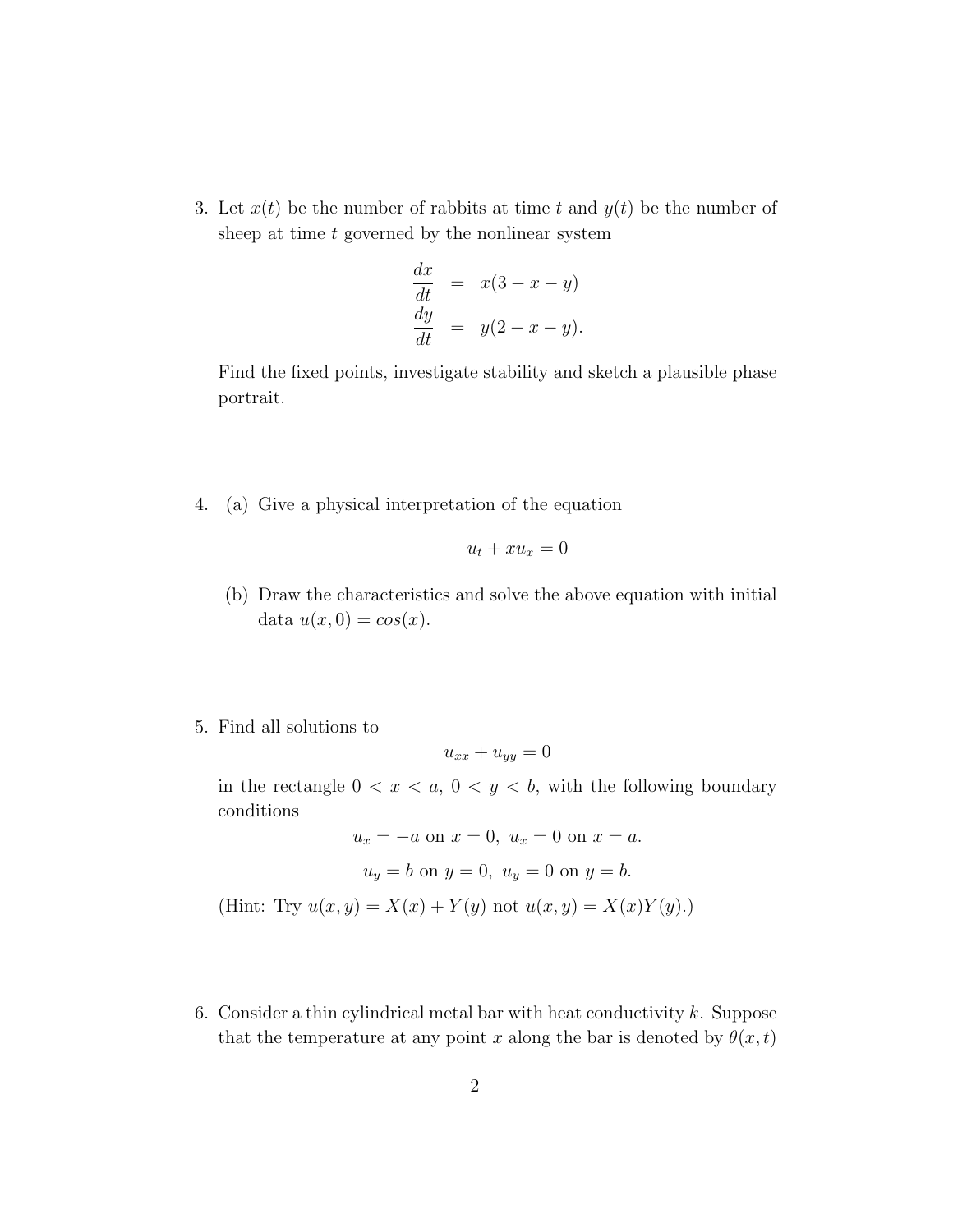3. Let $x(t)$ be the number of rabbits at time $t$ and $y(t)$ be the number of sheep at time $t$ governed by the nonlinear system

$$\begin{aligned}
\frac{dx}{dt} &= x(3 - x - y) \\
\frac{dy}{dt} &= y(2 - x - y).
\end{aligned}$$

Find the fixed points, investigate stability and sketch a plausible phase portrait.

4. (a) Give a physical interpretation of the equation

$$u_t + xu_x = 0$$

(b) Draw the characteristics and solve the above equation with initial data $u(x, 0) = cos(x)$.

5. Find all solutions to

$$u_{xx} + u_{yy} = 0$$

in the rectangle $0 < x < a$, $0 < y < b$, with the following boundary conditions

$$u_x = -a \text{ on } x = 0, \; u_x = 0 \text{ on } x = a.$$

$$u_y = b \text{ on } y = 0, \; u_y = 0 \text{ on } y = b.$$

(Hint: Try $u(x, y) = X(x) + Y(y)$ not $u(x, y) = X(x)Y(y)$.)

6. Consider a thin cylindrical metal bar with heat conductivity $k$. Suppose that the temperature at any point $x$ along the bar is denoted by $\theta(x, t)$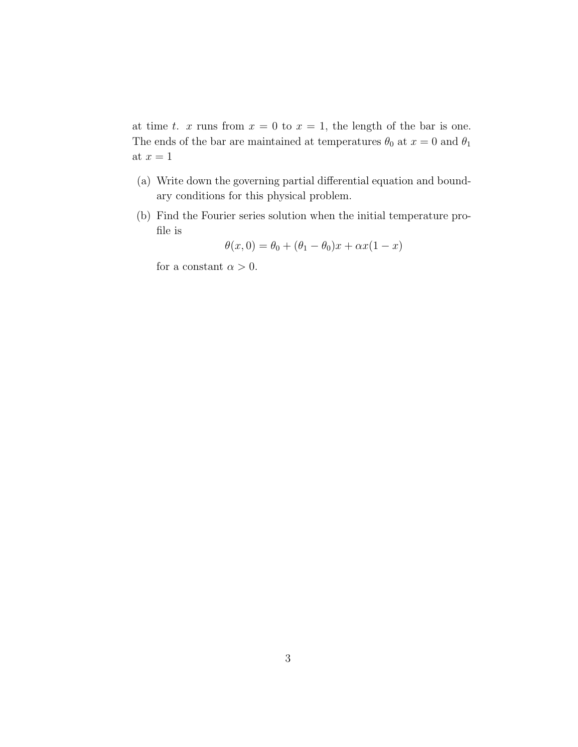at time $t$. $x$ runs from $x = 0$ to $x = 1$, the length of the bar is one. The ends of the bar are maintained at temperatures $\theta_0$ at $x = 0$ and $\theta_1$ at $x = 1$

(a) Write down the governing partial differential equation and boundary conditions for this physical problem.

(b) Find the Fourier series solution when the initial temperature profile is

$$\theta(x, 0) = \theta_0 + (\theta_1 - \theta_0)x + \alpha x(1 - x)$$

for a constant $\alpha > 0$.